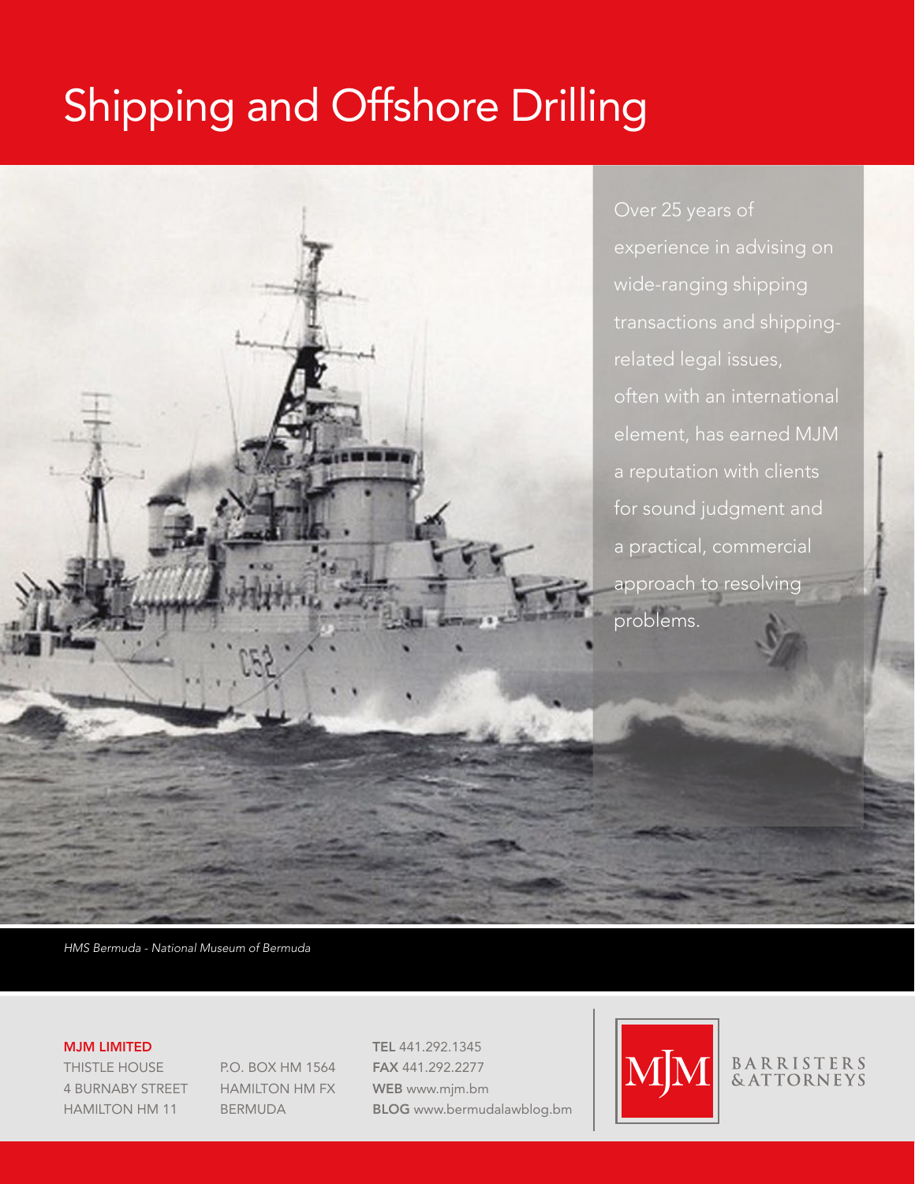# Shipping and Offshore Drilling

Over 25 years of experience in advising on wide-ranging shipping transactions and shipping-related legal issues, often with an international element, has earned MJM a reputation with clients for sound judgment and a practical, commercial approach to resolving problems.

*HMS Bermuda - National Museum of Bermuda*

**MJM LIMITED**
THISTLE HOUSE
4 BURNABY STREET
HAMILTON HM 11

P.O. BOX HM 1564
HAMILTON HM FX
BERMUDA

**TEL** 441.292.1345
**FAX** 441.292.2277
**WEB** www.mjm.bm
**BLOG** www.bermudalawblog.bm

MJM BARRISTERS & ATTORNEYS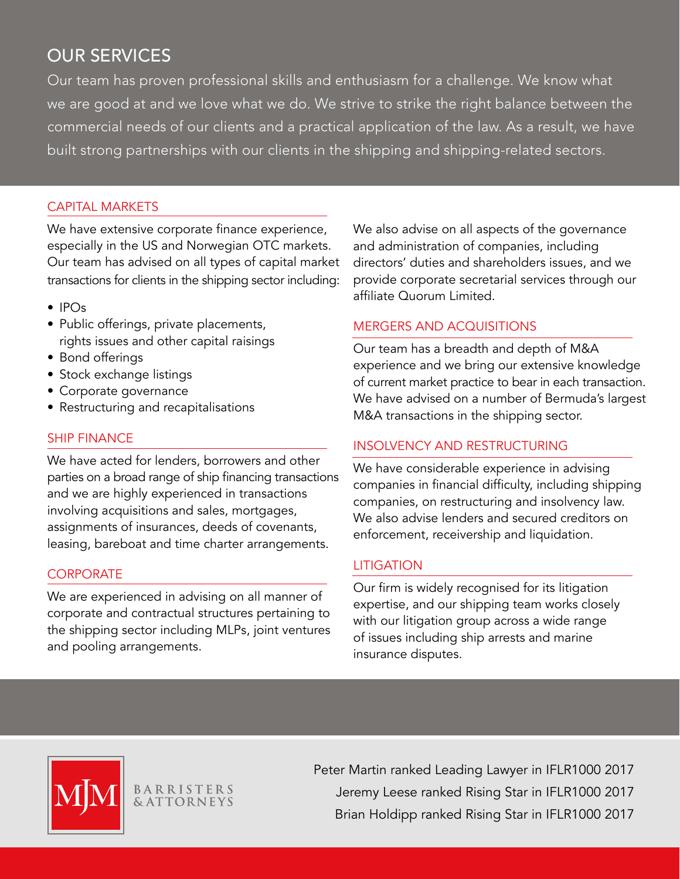# OUR SERVICES

Our team has proven professional skills and enthusiasm for a challenge. We know what we are good at and we love what we do. We strive to strike the right balance between the commercial needs of our clients and a practical application of the law. As a result, we have built strong partnerships with our clients in the shipping and shipping-related sectors.

## CAPITAL MARKETS

We have extensive corporate finance experience, especially in the US and Norwegian OTC markets. Our team has advised on all types of capital market transactions for clients in the shipping sector including:

- IPOs
- Public offerings, private placements, rights issues and other capital raisings
- Bond offerings
- Stock exchange listings
- Corporate governance
- Restructuring and recapitalisations

## SHIP FINANCE

We have acted for lenders, borrowers and other parties on a broad range of ship financing transactions and we are highly experienced in transactions involving acquisitions and sales, mortgages, assignments of insurances, deeds of covenants, leasing, bareboat and time charter arrangements.

## CORPORATE

We are experienced in advising on all manner of corporate and contractual structures pertaining to the shipping sector including MLPs, joint ventures and pooling arrangements.

We also advise on all aspects of the governance and administration of companies, including directors' duties and shareholders issues, and we provide corporate secretarial services through our affiliate Quorum Limited.

## MERGERS AND ACQUISITIONS

Our team has a breadth and depth of M&A experience and we bring our extensive knowledge of current market practice to bear in each transaction. We have advised on a number of Bermuda's largest M&A transactions in the shipping sector.

## INSOLVENCY AND RESTRUCTURING

We have considerable experience in advising companies in financial difficulty, including shipping companies, on restructuring and insolvency law. We also advise lenders and secured creditors on enforcement, receivership and liquidation.

## LITIGATION

Our firm is widely recognised for its litigation expertise, and our shipping team works closely with our litigation group across a wide range of issues including ship arrests and marine insurance disputes.

MJM BARRISTERS & ATTORNEYS

Peter Martin ranked Leading Lawyer in IFLR1000 2017
Jeremy Leese ranked Rising Star in IFLR1000 2017
Brian Holdipp ranked Rising Star in IFLR1000 2017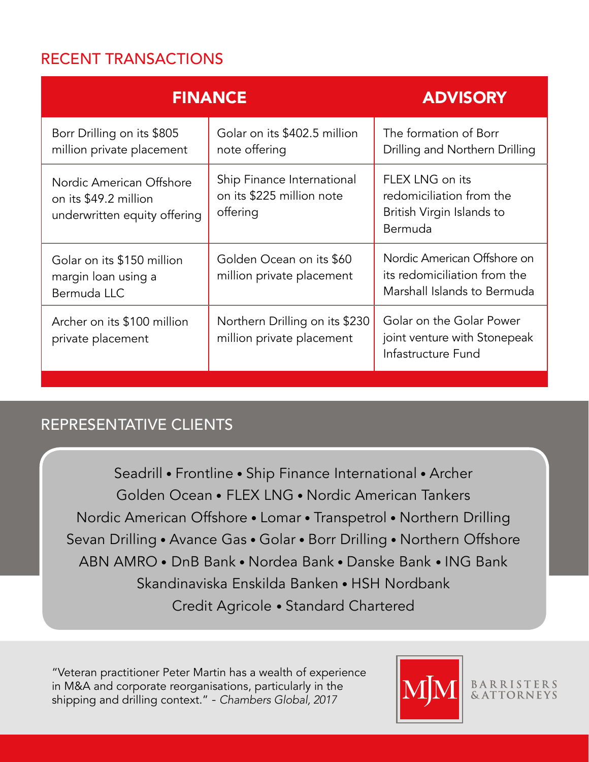## RECENT TRANSACTIONS

| FINANCE | | ADVISORY |
|---|---|---|
| Borr Drilling on its $805 million private placement | Golar on its $402.5 million note offering | The formation of Borr Drilling and Northern Drilling |
| Nordic American Offshore on its $49.2 million underwritten equity offering | Ship Finance International on its $225 million note offering | FLEX LNG on its redomiciliation from the British Virgin Islands to Bermuda |
| Golar on its $150 million margin loan using a Bermuda LLC | Golden Ocean on its $60 million private placement | Nordic American Offshore on its redomiciliation from the Marshall Islands to Bermuda |
| Archer on its $100 million private placement | Northern Drilling on its $230 million private placement | Golar on the Golar Power joint venture with Stonepeak Infastructure Fund |

## REPRESENTATIVE CLIENTS

Seadrill • Frontline • Ship Finance International • Archer
Golden Ocean • FLEX LNG • Nordic American Tankers
Nordic American Offshore • Lomar • Transpetrol • Northern Drilling
Sevan Drilling • Avance Gas • Golar • Borr Drilling • Northern Offshore
ABN AMRO • DnB Bank • Nordea Bank • Danske Bank • ING Bank
Skandinaviska Enskilda Banken • HSH Nordbank
Credit Agricole • Standard Chartered

"Veteran practitioner Peter Martin has a wealth of experience in M&A and corporate reorganisations, particularly in the shipping and drilling context." - *Chambers Global, 2017*

MJM BARRISTERS & ATTORNEYS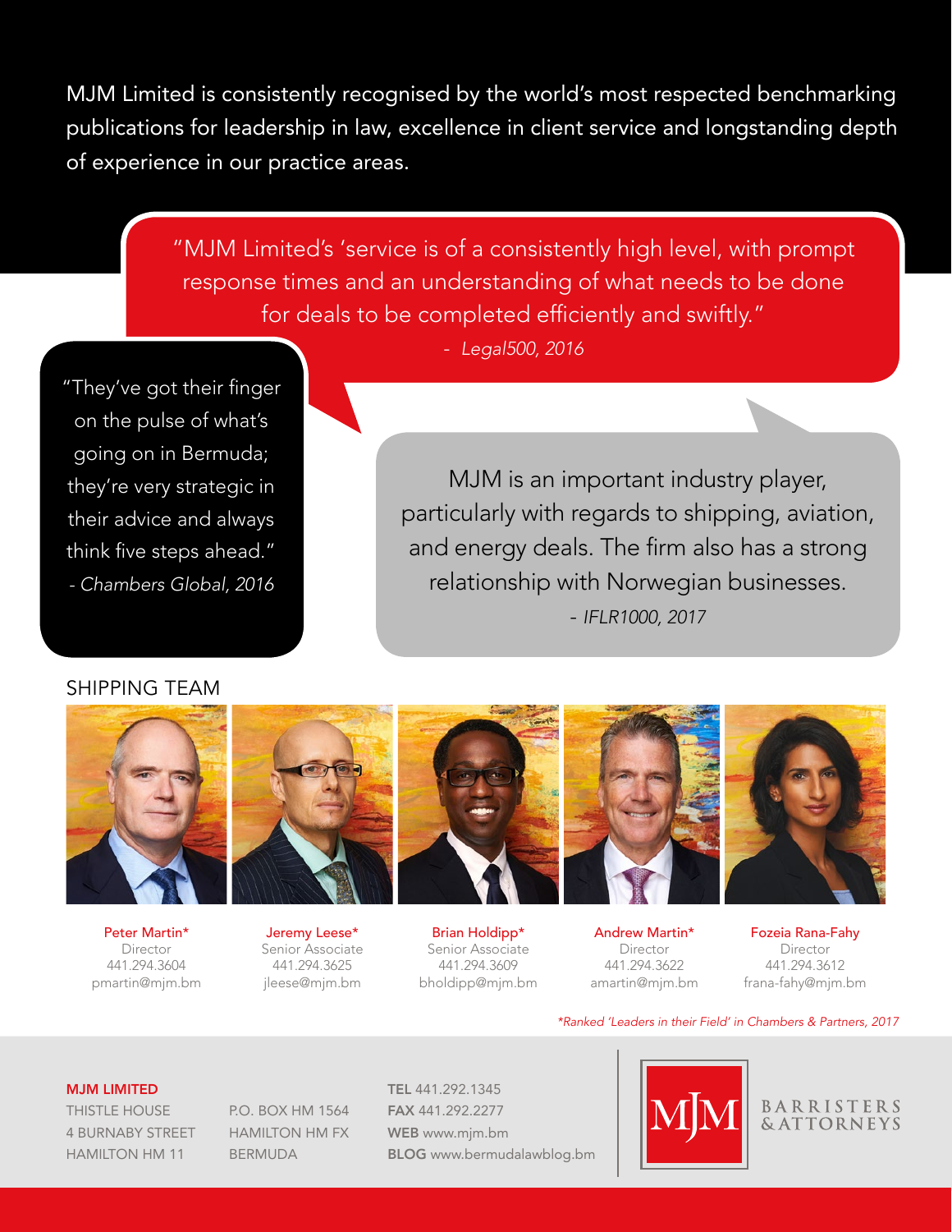MJM Limited is consistently recognised by the world's most respected benchmarking publications for leadership in law, excellence in client service and longstanding depth of experience in our practice areas.

"MJM Limited's 'service is of a consistently high level, with prompt response times and an understanding of what needs to be done for deals to be completed efficiently and swiftly."

*- Legal500, 2016*

"They've got their finger on the pulse of what's going on in Bermuda; they're very strategic in their advice and always think five steps ahead."

*- Chambers Global, 2016*

MJM is an important industry player, particularly with regards to shipping, aviation, and energy deals. The firm also has a strong relationship with Norwegian businesses.

*- IFLR1000, 2017*

## SHIPPING TEAM

**Peter Martin***
Director
441.294.3604
pmartin@mjm.bm

**Jeremy Leese***
Senior Associate
441.294.3625
jleese@mjm.bm

**Brian Holdipp***
Senior Associate
441.294.3609
bholdipp@mjm.bm

**Andrew Martin***
Director
441.294.3622
amartin@mjm.bm

**Fozeia Rana-Fahy**
Director
441.294.3612
frana-fahy@mjm.bm

*\*Ranked 'Leaders in their Field' in Chambers & Partners, 2017*

**MJM LIMITED**
THISTLE HOUSE
4 BURNABY STREET
HAMILTON HM 11

P.O. BOX HM 1564
HAMILTON HM FX
BERMUDA

**TEL** 441.292.1345
**FAX** 441.292.2277
**WEB** www.mjm.bm
**BLOG** www.bermudalawblog.bm

MJM BARRISTERS & ATTORNEYS